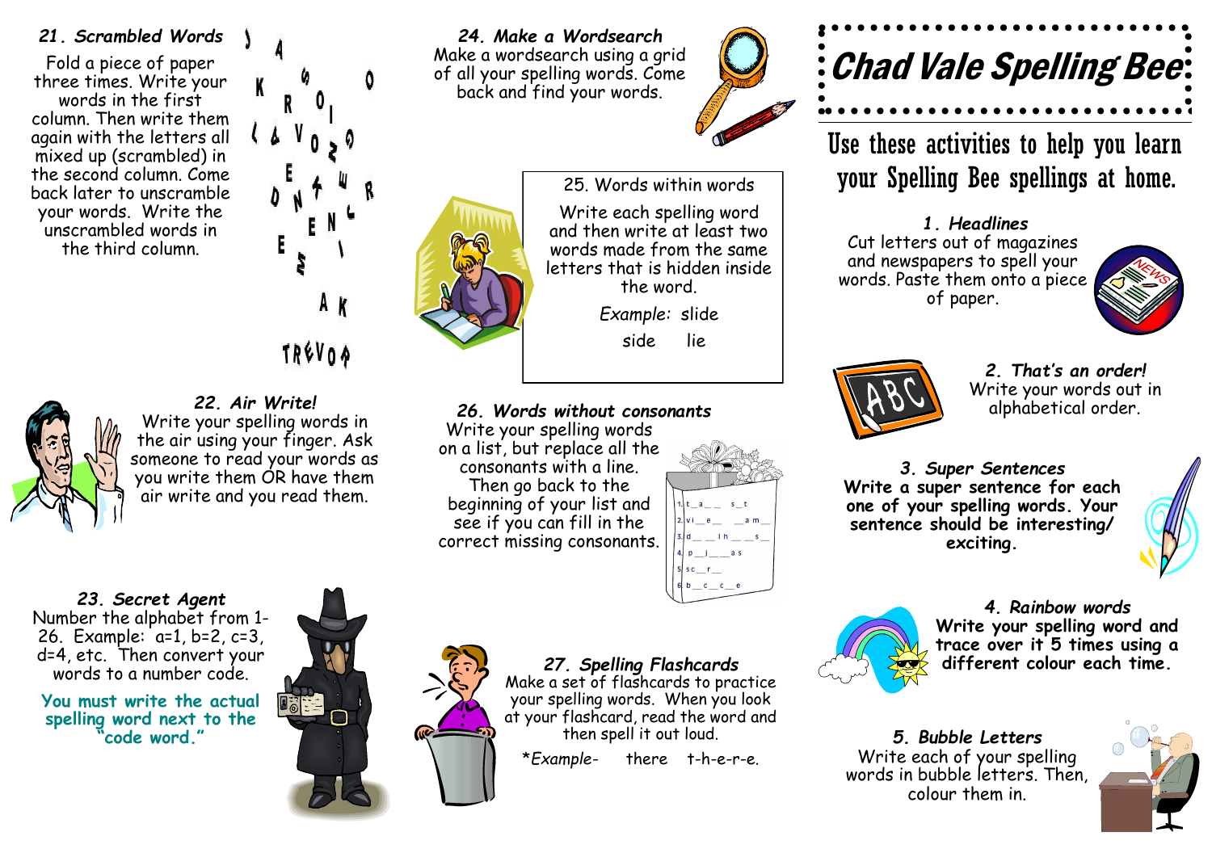# Chad Vale Spelling Bee

## Use these activities to help you learn your Spelling Bee spellings at home.

### 1. Headlines

Cut letters out of magazines and newspapers to spell your words. Paste them onto a piece of paper.

### 2. That's an order!

Write your words out in alphabetical order.

### 3. Super Sentences

**Write a super sentence for each one of your spelling words. Your sentence should be interesting/ exciting.**

### 4. Rainbow words

**Write your spelling word and trace over it 5 times using a different colour each time.**

### 5. Bubble Letters

Write each of your spelling words in bubble letters. Then, colour them in.

### 21. Scrambled Words

Fold a piece of paper three times. Write your words in the first column. Then write them again with the letters all mixed up (scrambled) in the second column. Come back later to unscramble your words. Write the unscrambled words in the third column.

### 22. Air Write!

Write your spelling words in the air using your finger. Ask someone to read your words as you write them OR have them air write and you read them.

### 23. Secret Agent

Number the alphabet from 1-26. Example: a=1, b=2, c=3, d=4, etc. Then convert your words to a number code.

**You must write the actual spelling word next to the "code word."**

### 24. Make a Wordsearch

Make a wordsearch using a grid of all your spelling words. Come back and find your words.

### 25. Words within words

Write each spelling word and then write at least two words made from the same letters that is hidden inside the word.

*Example:* slide

side lie

### 26. Words without consonants

Write your spelling words on a list, but replace all the consonants with a line. Then go back to the beginning of your list and see if you can fill in the correct missing consonants.

### 27. Spelling Flashcards

Make a set of flashcards to practice your spelling words. When you look at your flashcard, read the word and then spell it out loud.

*\*Example-* there t-h-e-r-e.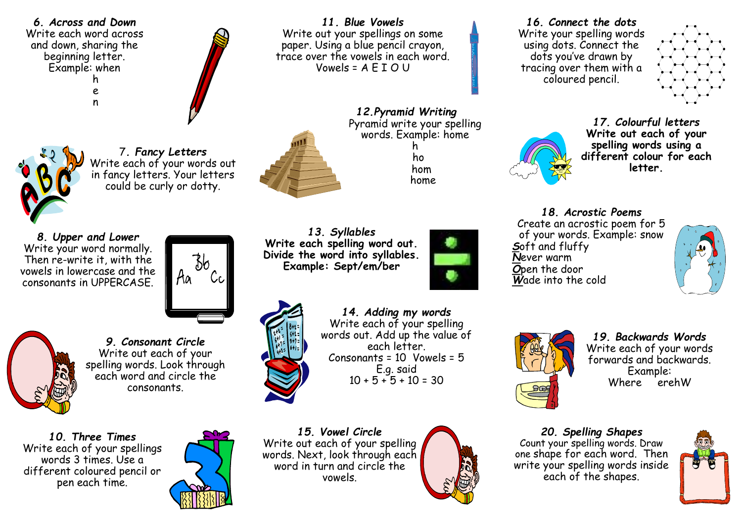### *6. Across and Down*

Write each word across and down, sharing the beginning letter.
Example: when
h
e
n

### *7. Fancy Letters*

Write each of your words out in fancy letters. Your letters could be curly or dotty.

### *8. Upper and Lower*

Write your word normally. Then re-write it, with the vowels in lowercase and the consonants in UPPERCASE.

### *9. Consonant Circle*

Write out each of your spelling words. Look through each word and circle the consonants.

### *10. Three Times*

Write each of your spellings words 3 times. Use a different coloured pencil or pen each time.

### *11. Blue Vowels*

Write out your spellings on some paper. Using a blue pencil crayon, trace over the vowels in each word.
Vowels = A E I O U

### *12.Pyramid Writing*

Pyramid write your spelling words. Example: home
h
ho
hom
home

### *13. Syllables*

**Write each spelling word out. Divide the word into syllables. Example: Sept/em/ber**

### *14. Adding my words*

Write each of your spelling words out. Add up the value of each letter.
Consonants = 10 Vowels = 5
E.g. said
10 + 5 + 5 + 10 = 30

### *15. Vowel Circle*

Write out each of your spelling words. Next, look through each word in turn and circle the vowels.

### *16. Connect the dots*

Write your spelling words using dots. Connect the dots you've drawn by tracing over them with a coloured pencil.

### *17. Colourful letters*

**Write out each of your spelling words using a different colour for each letter.**

### *18. Acrostic Poems*

Create an acrostic poem for 5 of your words. Example: snow

***S***oft and fluffy
***N***ever warm
***O***pen the door
***W***ade into the cold

### *19. Backwards Words*

Write each of your words forwards and backwards.
Example:
Where erehW

### *20. Spelling Shapes*

Count your spelling words. Draw one shape for each word. Then write your spelling words inside each of the shapes.